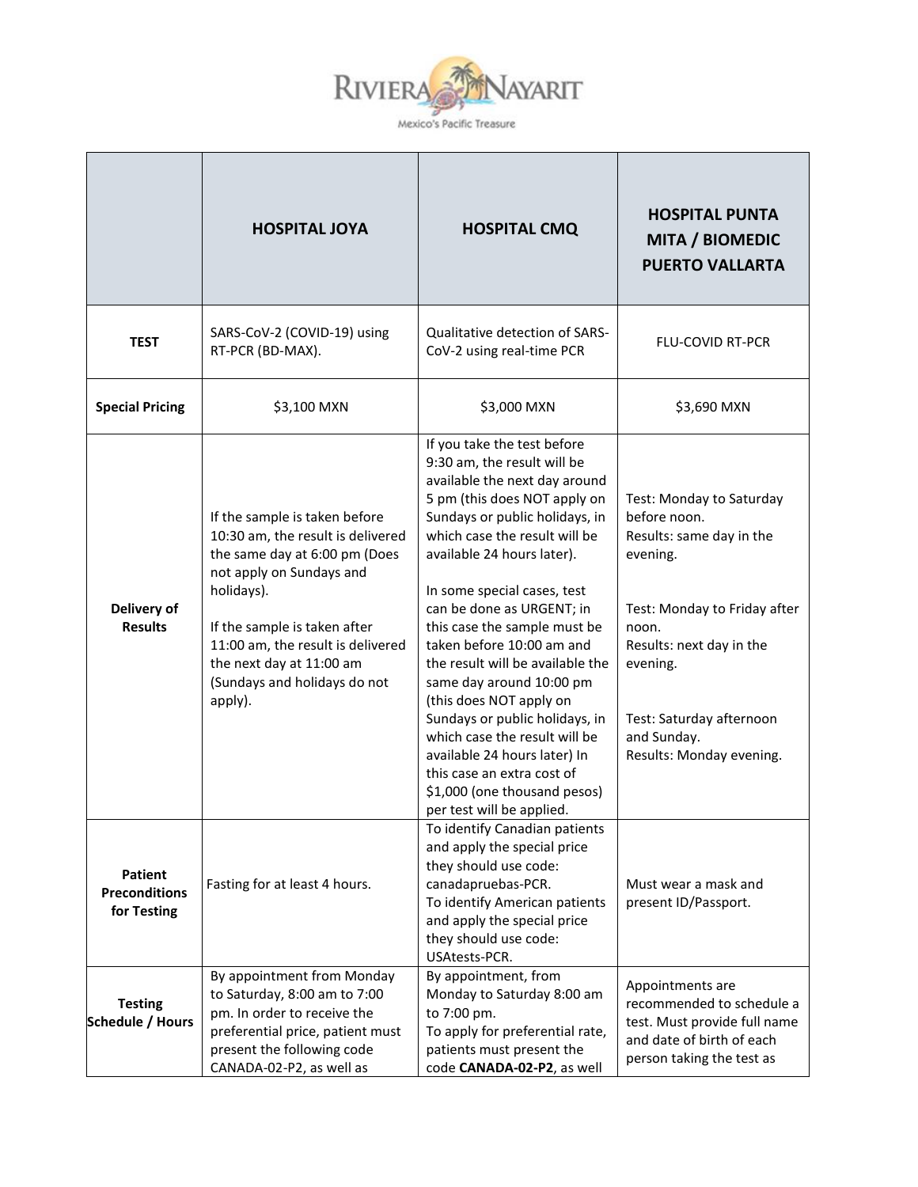RIVIERA NAYARIT

Mexico's Pacific Treasure

| | HOSPITAL JOYA | HOSPITAL CMQ | HOSPITAL PUNTA MITA / BIOMEDIC PUERTO VALLARTA |
|---|---|---|---|
| **TEST** | SARS-CoV-2 (COVID-19) using RT-PCR (BD-MAX). | Qualitative detection of SARS-CoV-2 using real-time PCR | FLU-COVID RT-PCR |
| **Special Pricing** | $3,100 MXN | $3,000 MXN | $3,690 MXN |
| **Delivery of Results** | If the sample is taken before 10:30 am, the result is delivered the same day at 6:00 pm (Does not apply on Sundays and holidays).<br><br>If the sample is taken after 11:00 am, the result is delivered the next day at 11:00 am (Sundays and holidays do not apply). | If you take the test before 9:30 am, the result will be available the next day around 5 pm (this does NOT apply on Sundays or public holidays, in which case the result will be available 24 hours later).<br><br>In some special cases, test can be done as URGENT; in this case the sample must be taken before 10:00 am and the result will be available the same day around 10:00 pm (this does NOT apply on Sundays or public holidays, in which case the result will be available 24 hours later) In this case an extra cost of $1,000 (one thousand pesos) per test will be applied. | Test: Monday to Saturday before noon.<br>Results: same day in the evening.<br><br>Test: Monday to Friday after noon.<br>Results: next day in the evening.<br><br>Test: Saturday afternoon and Sunday.<br>Results: Monday evening. |
| **Patient Preconditions for Testing** | Fasting for at least 4 hours. | To identify Canadian patients and apply the special price they should use code: canadapruebas-PCR.<br>To identify American patients and apply the special price they should use code: USAtests-PCR. | Must wear a mask and present ID/Passport. |
| **Testing Schedule / Hours** | By appointment from Monday to Saturday, 8:00 am to 7:00 pm. In order to receive the preferential price, patient must present the following code CANADA-02-P2, as well as | By appointment, from Monday to Saturday 8:00 am to 7:00 pm.<br>To apply for preferential rate, patients must present the code **CANADA-02-P2**, as well | Appointments are recommended to schedule a test. Must provide full name and date of birth of each person taking the test as |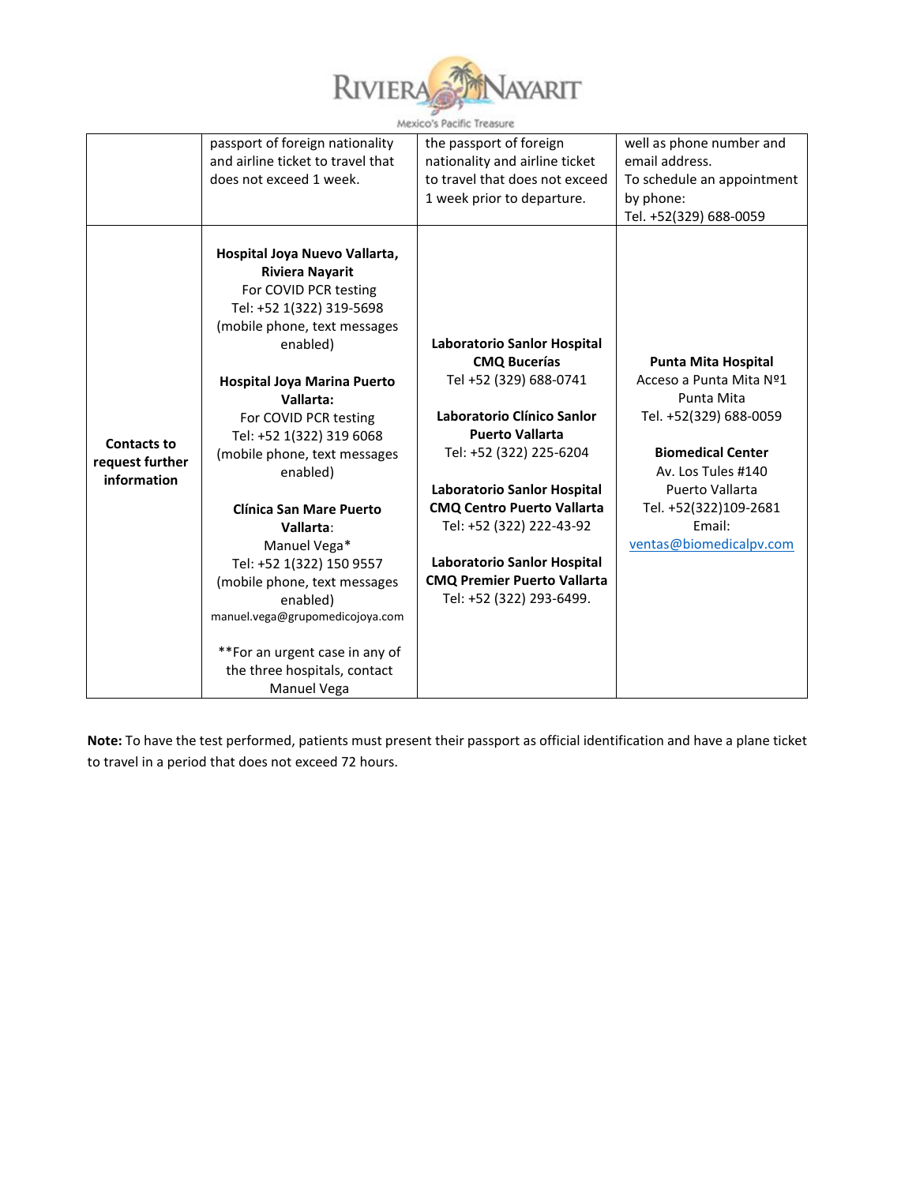| | | | |
|---|---|---|---|
| | passport of foreign nationality and airline ticket to travel that does not exceed 1 week. | the passport of foreign nationality and airline ticket to travel that does not exceed 1 week prior to departure. | well as phone number and email address. To schedule an appointment by phone: Tel. +52(329) 688-0059 |
| **Contacts to request further information** | **Hospital Joya Nuevo Vallarta, Riviera Nayarit** For COVID PCR testing Tel: +52 1(322) 319-5698 (mobile phone, text messages enabled) <br><br> **Hospital Joya Marina Puerto Vallarta:** For COVID PCR testing Tel: +52 1(322) 319 6068 (mobile phone, text messages enabled) <br><br> **Clínica San Mare Puerto Vallarta**: Manuel Vega* Tel: +52 1(322) 150 9557 (mobile phone, text messages enabled) manuel.vega@grupomedicojoya.com <br><br> **For an urgent case in any of the three hospitals, contact Manuel Vega | **Laboratorio Sanlor Hospital CMQ Bucerías** Tel +52 (329) 688-0741 <br><br> **Laboratorio Clínico Sanlor Puerto Vallarta** Tel: +52 (322) 225-6204 <br><br> **Laboratorio Sanlor Hospital CMQ Centro Puerto Vallarta** Tel: +52 (322) 222-43-92 <br><br> **Laboratorio Sanlor Hospital CMQ Premier Puerto Vallarta** Tel: +52 (322) 293-6499. | **Punta Mita Hospital** Acceso a Punta Mita Nº1 Punta Mita Tel. +52(329) 688-0059 <br><br> **Biomedical Center** Av. Los Tules #140 Puerto Vallarta Tel. +52(322)109-2681 Email: ventas@biomedicalpv.com |

**Note:** To have the test performed, patients must present their passport as official identification and have a plane ticket to travel in a period that does not exceed 72 hours.